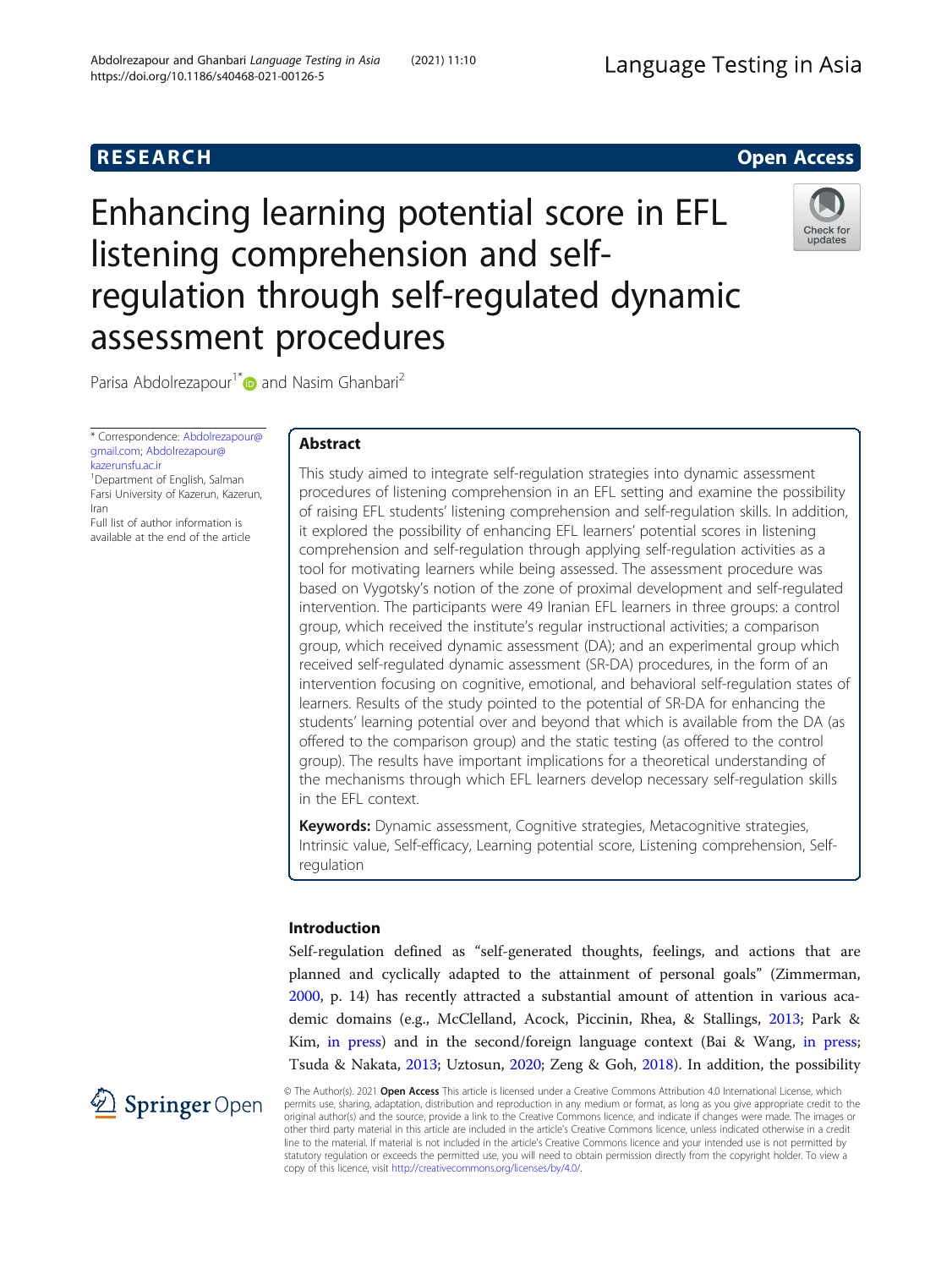# Enhancing learning potential score in EFL listening comprehension and self-regulation through self-regulated dynamic assessment procedures

Parisa Abdolrezapour[1*] and Nasim Ghanbari[2]

\* Correspondence: Abdolrezapour@gmail.com; Abdolrezapour@kazerunsfu.ac.ir
[1]Department of English, Salman Farsi University of Kazerun, Kazerun, Iran
Full list of author information is available at the end of the article

## Abstract

This study aimed to integrate self-regulation strategies into dynamic assessment procedures of listening comprehension in an EFL setting and examine the possibility of raising EFL students' listening comprehension and self-regulation skills. In addition, it explored the possibility of enhancing EFL learners' potential scores in listening comprehension and self-regulation through applying self-regulation activities as a tool for motivating learners while being assessed. The assessment procedure was based on Vygotsky's notion of the zone of proximal development and self-regulated intervention. The participants were 49 Iranian EFL learners in three groups: a control group, which received the institute's regular instructional activities; a comparison group, which received dynamic assessment (DA); and an experimental group which received self-regulated dynamic assessment (SR-DA) procedures, in the form of an intervention focusing on cognitive, emotional, and behavioral self-regulation states of learners. Results of the study pointed to the potential of SR-DA for enhancing the students' learning potential over and beyond that which is available from the DA (as offered to the comparison group) and the static testing (as offered to the control group). The results have important implications for a theoretical understanding of the mechanisms through which EFL learners develop necessary self-regulation skills in the EFL context.

**Keywords:** Dynamic assessment, Cognitive strategies, Metacognitive strategies, Intrinsic value, Self-efficacy, Learning potential score, Listening comprehension, Self-regulation

## Introduction

Self-regulation defined as "self-generated thoughts, feelings, and actions that are planned and cyclically adapted to the attainment of personal goals" (Zimmerman, 2000, p. 14) has recently attracted a substantial amount of attention in various academic domains (e.g., McClelland, Acock, Piccinin, Rhea, & Stallings, 2013; Park & Kim, in press) and in the second/foreign language context (Bai & Wang, in press; Tsuda & Nakata, 2013; Uztosun, 2020; Zeng & Goh, 2018). In addition, the possibility

© The Author(s). 2021 **Open Access** This article is licensed under a Creative Commons Attribution 4.0 International License, which permits use, sharing, adaptation, distribution and reproduction in any medium or format, as long as you give appropriate credit to the original author(s) and the source, provide a link to the Creative Commons licence, and indicate if changes were made. The images or other third party material in this article are included in the article's Creative Commons licence, unless indicated otherwise in a credit line to the material. If material is not included in the article's Creative Commons licence and your intended use is not permitted by statutory regulation or exceeds the permitted use, you will need to obtain permission directly from the copyright holder. To view a copy of this licence, visit http://creativecommons.org/licenses/by/4.0/.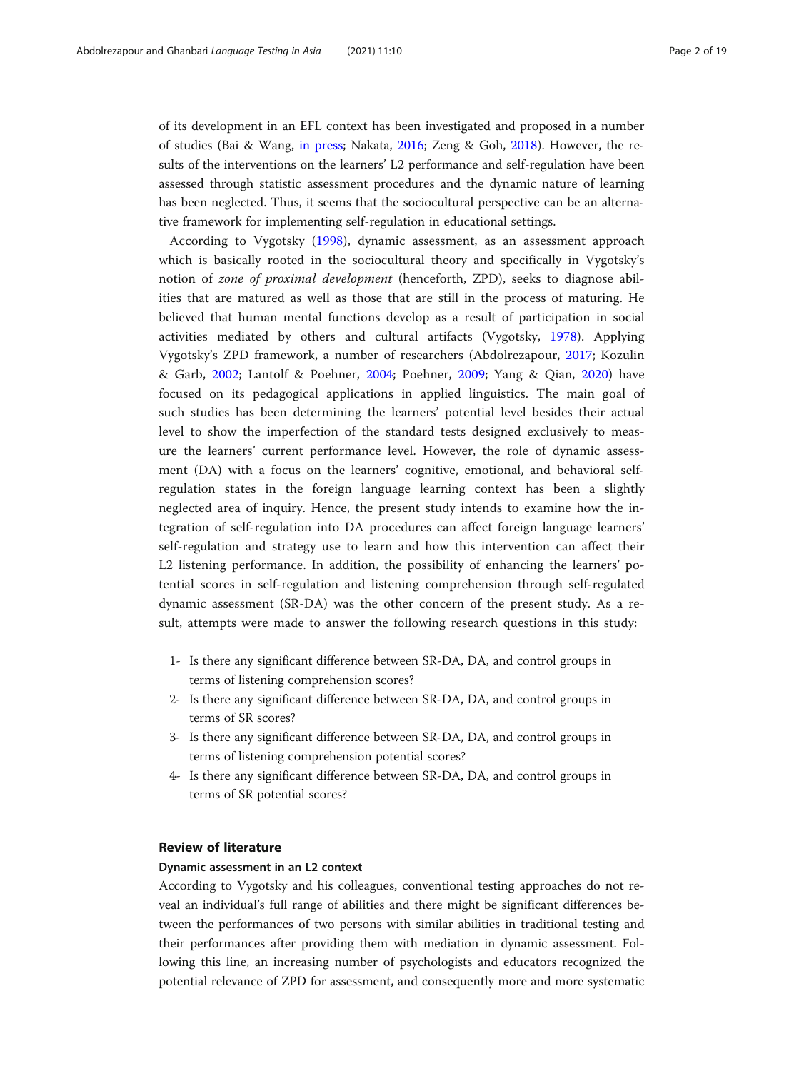of its development in an EFL context has been investigated and proposed in a number of studies (Bai & Wang, in press; Nakata, 2016; Zeng & Goh, 2018). However, the results of the interventions on the learners' L2 performance and self-regulation have been assessed through statistic assessment procedures and the dynamic nature of learning has been neglected. Thus, it seems that the sociocultural perspective can be an alternative framework for implementing self-regulation in educational settings.

According to Vygotsky (1998), dynamic assessment, as an assessment approach which is basically rooted in the sociocultural theory and specifically in Vygotsky's notion of *zone of proximal development* (henceforth, ZPD), seeks to diagnose abilities that are matured as well as those that are still in the process of maturing. He believed that human mental functions develop as a result of participation in social activities mediated by others and cultural artifacts (Vygotsky, 1978). Applying Vygotsky's ZPD framework, a number of researchers (Abdolrezapour, 2017; Kozulin & Garb, 2002; Lantolf & Poehner, 2004; Poehner, 2009; Yang & Qian, 2020) have focused on its pedagogical applications in applied linguistics. The main goal of such studies has been determining the learners' potential level besides their actual level to show the imperfection of the standard tests designed exclusively to measure the learners' current performance level. However, the role of dynamic assessment (DA) with a focus on the learners' cognitive, emotional, and behavioral self-regulation states in the foreign language learning context has been a slightly neglected area of inquiry. Hence, the present study intends to examine how the integration of self-regulation into DA procedures can affect foreign language learners' self-regulation and strategy use to learn and how this intervention can affect their L2 listening performance. In addition, the possibility of enhancing the learners' potential scores in self-regulation and listening comprehension through self-regulated dynamic assessment (SR-DA) was the other concern of the present study. As a result, attempts were made to answer the following research questions in this study:

1- Is there any significant difference between SR-DA, DA, and control groups in terms of listening comprehension scores?
2- Is there any significant difference between SR-DA, DA, and control groups in terms of SR scores?
3- Is there any significant difference between SR-DA, DA, and control groups in terms of listening comprehension potential scores?
4- Is there any significant difference between SR-DA, DA, and control groups in terms of SR potential scores?

## Review of literature

### Dynamic assessment in an L2 context

According to Vygotsky and his colleagues, conventional testing approaches do not reveal an individual's full range of abilities and there might be significant differences between the performances of two persons with similar abilities in traditional testing and their performances after providing them with mediation in dynamic assessment. Following this line, an increasing number of psychologists and educators recognized the potential relevance of ZPD for assessment, and consequently more and more systematic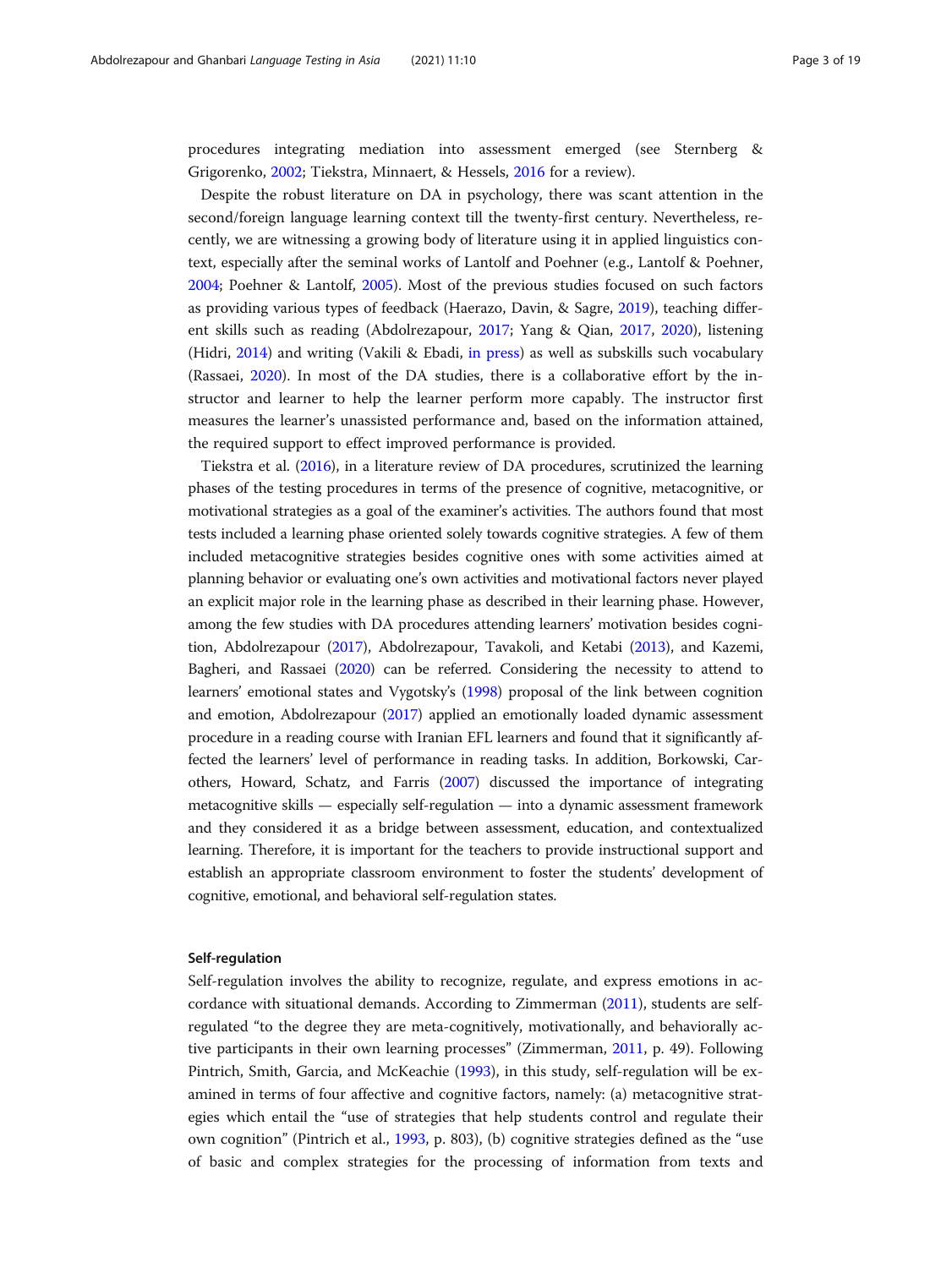procedures integrating mediation into assessment emerged (see Sternberg & Grigorenko, 2002; Tiekstra, Minnaert, & Hessels, 2016 for a review).

Despite the robust literature on DA in psychology, there was scant attention in the second/foreign language learning context till the twenty-first century. Nevertheless, recently, we are witnessing a growing body of literature using it in applied linguistics context, especially after the seminal works of Lantolf and Poehner (e.g., Lantolf & Poehner, 2004; Poehner & Lantolf, 2005). Most of the previous studies focused on such factors as providing various types of feedback (Haerazo, Davin, & Sagre, 2019), teaching different skills such as reading (Abdolrezapour, 2017; Yang & Qian, 2017, 2020), listening (Hidri, 2014) and writing (Vakili & Ebadi, in press) as well as subskills such vocabulary (Rassaei, 2020). In most of the DA studies, there is a collaborative effort by the instructor and learner to help the learner perform more capably. The instructor first measures the learner's unassisted performance and, based on the information attained, the required support to effect improved performance is provided.

Tiekstra et al. (2016), in a literature review of DA procedures, scrutinized the learning phases of the testing procedures in terms of the presence of cognitive, metacognitive, or motivational strategies as a goal of the examiner's activities. The authors found that most tests included a learning phase oriented solely towards cognitive strategies. A few of them included metacognitive strategies besides cognitive ones with some activities aimed at planning behavior or evaluating one's own activities and motivational factors never played an explicit major role in the learning phase as described in their learning phase. However, among the few studies with DA procedures attending learners' motivation besides cognition, Abdolrezapour (2017), Abdolrezapour, Tavakoli, and Ketabi (2013), and Kazemi, Bagheri, and Rassaei (2020) can be referred. Considering the necessity to attend to learners' emotional states and Vygotsky's (1998) proposal of the link between cognition and emotion, Abdolrezapour (2017) applied an emotionally loaded dynamic assessment procedure in a reading course with Iranian EFL learners and found that it significantly affected the learners' level of performance in reading tasks. In addition, Borkowski, Carothers, Howard, Schatz, and Farris (2007) discussed the importance of integrating metacognitive skills — especially self-regulation — into a dynamic assessment framework and they considered it as a bridge between assessment, education, and contextualized learning. Therefore, it is important for the teachers to provide instructional support and establish an appropriate classroom environment to foster the students' development of cognitive, emotional, and behavioral self-regulation states.

### Self-regulation

Self-regulation involves the ability to recognize, regulate, and express emotions in accordance with situational demands. According to Zimmerman (2011), students are self-regulated "to the degree they are meta-cognitively, motivationally, and behaviorally active participants in their own learning processes" (Zimmerman, 2011, p. 49). Following Pintrich, Smith, Garcia, and McKeachie (1993), in this study, self-regulation will be examined in terms of four affective and cognitive factors, namely: (a) metacognitive strategies which entail the "use of strategies that help students control and regulate their own cognition" (Pintrich et al., 1993, p. 803), (b) cognitive strategies defined as the "use of basic and complex strategies for the processing of information from texts and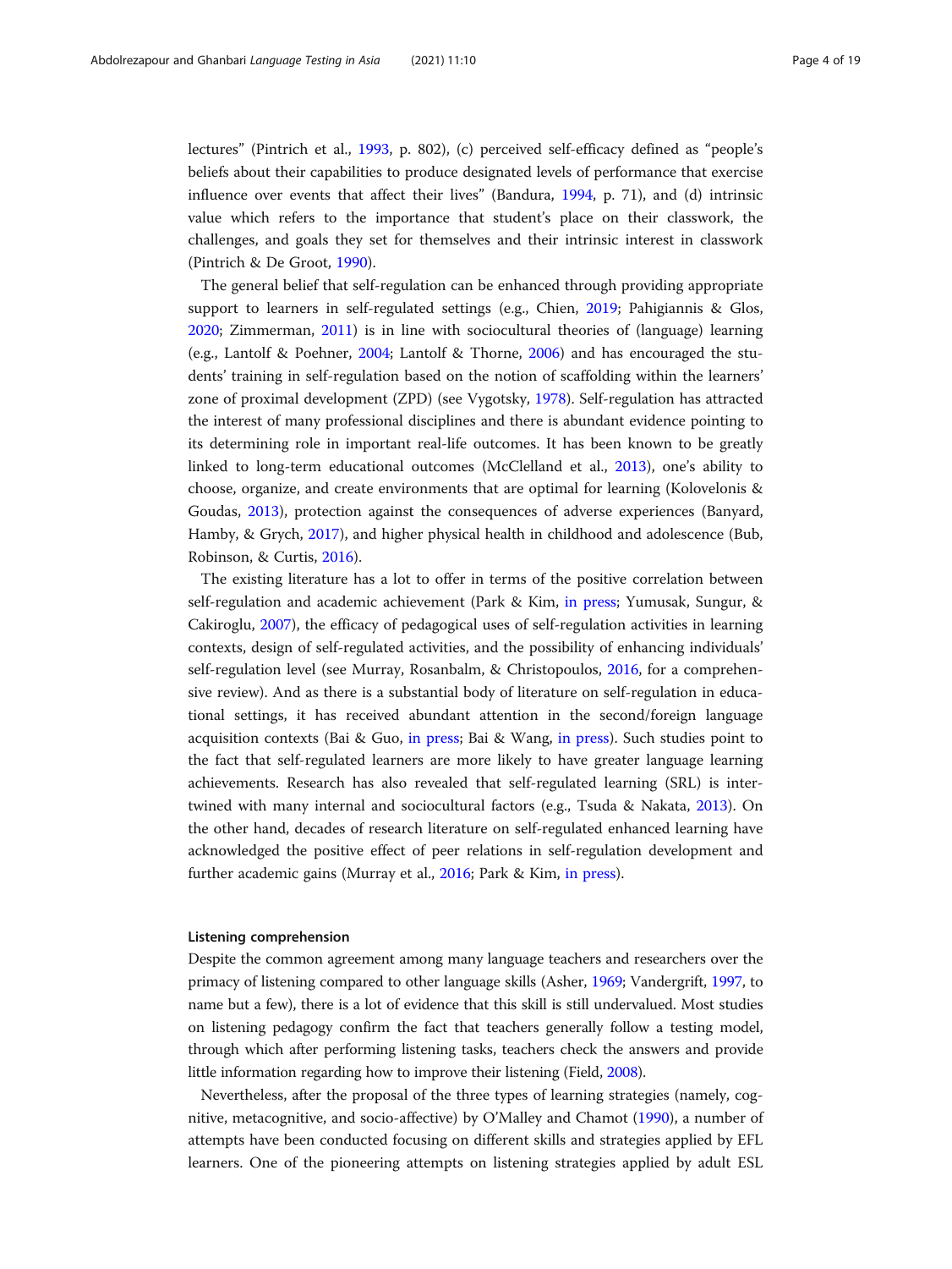lectures" (Pintrich et al., 1993, p. 802), (c) perceived self-efficacy defined as "people's beliefs about their capabilities to produce designated levels of performance that exercise influence over events that affect their lives" (Bandura, 1994, p. 71), and (d) intrinsic value which refers to the importance that student's place on their classwork, the challenges, and goals they set for themselves and their intrinsic interest in classwork (Pintrich & De Groot, 1990).

The general belief that self-regulation can be enhanced through providing appropriate support to learners in self-regulated settings (e.g., Chien, 2019; Pahigiannis & Glos, 2020; Zimmerman, 2011) is in line with sociocultural theories of (language) learning (e.g., Lantolf & Poehner, 2004; Lantolf & Thorne, 2006) and has encouraged the students' training in self-regulation based on the notion of scaffolding within the learners' zone of proximal development (ZPD) (see Vygotsky, 1978). Self-regulation has attracted the interest of many professional disciplines and there is abundant evidence pointing to its determining role in important real-life outcomes. It has been known to be greatly linked to long-term educational outcomes (McClelland et al., 2013), one's ability to choose, organize, and create environments that are optimal for learning (Kolovelonis & Goudas, 2013), protection against the consequences of adverse experiences (Banyard, Hamby, & Grych, 2017), and higher physical health in childhood and adolescence (Bub, Robinson, & Curtis, 2016).

The existing literature has a lot to offer in terms of the positive correlation between self-regulation and academic achievement (Park & Kim, in press; Yumusak, Sungur, & Cakiroglu, 2007), the efficacy of pedagogical uses of self-regulation activities in learning contexts, design of self-regulated activities, and the possibility of enhancing individuals' self-regulation level (see Murray, Rosanbalm, & Christopoulos, 2016, for a comprehensive review). And as there is a substantial body of literature on self-regulation in educational settings, it has received abundant attention in the second/foreign language acquisition contexts (Bai & Guo, in press; Bai & Wang, in press). Such studies point to the fact that self-regulated learners are more likely to have greater language learning achievements. Research has also revealed that self-regulated learning (SRL) is intertwined with many internal and sociocultural factors (e.g., Tsuda & Nakata, 2013). On the other hand, decades of research literature on self-regulated enhanced learning have acknowledged the positive effect of peer relations in self-regulation development and further academic gains (Murray et al., 2016; Park & Kim, in press).

#### Listening comprehension

Despite the common agreement among many language teachers and researchers over the primacy of listening compared to other language skills (Asher, 1969; Vandergrift, 1997, to name but a few), there is a lot of evidence that this skill is still undervalued. Most studies on listening pedagogy confirm the fact that teachers generally follow a testing model, through which after performing listening tasks, teachers check the answers and provide little information regarding how to improve their listening (Field, 2008).

Nevertheless, after the proposal of the three types of learning strategies (namely, cognitive, metacognitive, and socio-affective) by O'Malley and Chamot (1990), a number of attempts have been conducted focusing on different skills and strategies applied by EFL learners. One of the pioneering attempts on listening strategies applied by adult ESL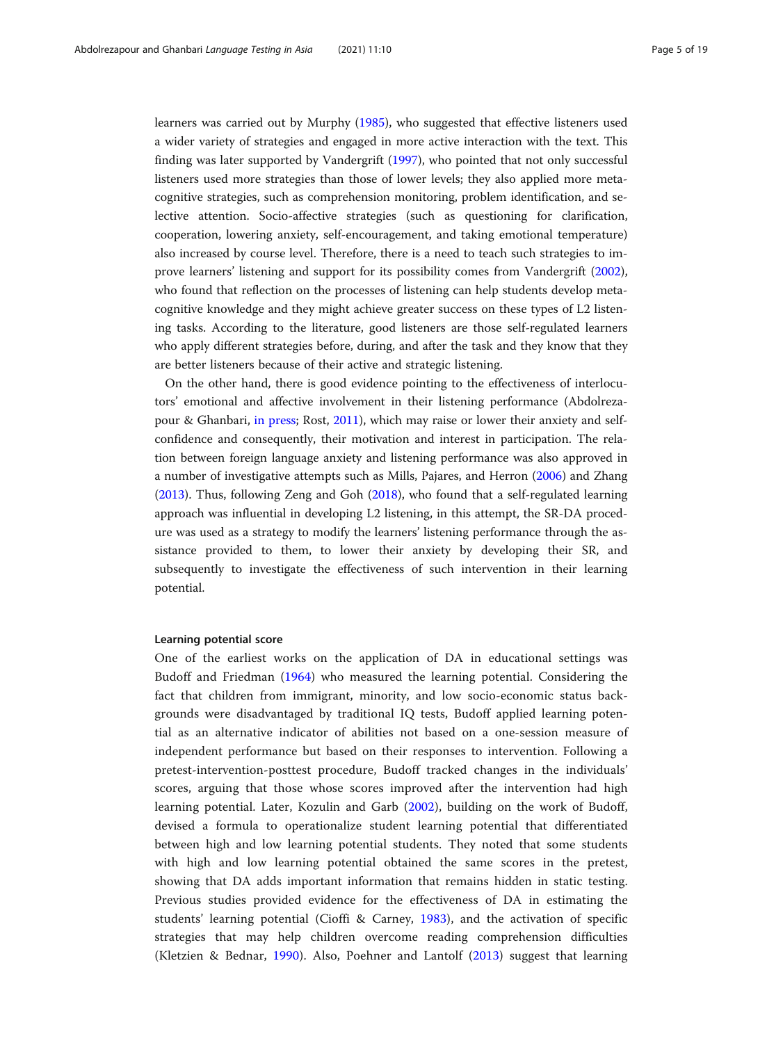learners was carried out by Murphy (1985), who suggested that effective listeners used a wider variety of strategies and engaged in more active interaction with the text. This finding was later supported by Vandergrift (1997), who pointed that not only successful listeners used more strategies than those of lower levels; they also applied more metacognitive strategies, such as comprehension monitoring, problem identification, and selective attention. Socio-affective strategies (such as questioning for clarification, cooperation, lowering anxiety, self-encouragement, and taking emotional temperature) also increased by course level. Therefore, there is a need to teach such strategies to improve learners' listening and support for its possibility comes from Vandergrift (2002), who found that reflection on the processes of listening can help students develop metacognitive knowledge and they might achieve greater success on these types of L2 listening tasks. According to the literature, good listeners are those self-regulated learners who apply different strategies before, during, and after the task and they know that they are better listeners because of their active and strategic listening.

On the other hand, there is good evidence pointing to the effectiveness of interlocutors' emotional and affective involvement in their listening performance (Abdolrezapour & Ghanbari, in press; Rost, 2011), which may raise or lower their anxiety and self-confidence and consequently, their motivation and interest in participation. The relation between foreign language anxiety and listening performance was also approved in a number of investigative attempts such as Mills, Pajares, and Herron (2006) and Zhang (2013). Thus, following Zeng and Goh (2018), who found that a self-regulated learning approach was influential in developing L2 listening, in this attempt, the SR-DA procedure was used as a strategy to modify the learners' listening performance through the assistance provided to them, to lower their anxiety by developing their SR, and subsequently to investigate the effectiveness of such intervention in their learning potential.

#### Learning potential score

One of the earliest works on the application of DA in educational settings was Budoff and Friedman (1964) who measured the learning potential. Considering the fact that children from immigrant, minority, and low socio-economic status backgrounds were disadvantaged by traditional IQ tests, Budoff applied learning potential as an alternative indicator of abilities not based on a one-session measure of independent performance but based on their responses to intervention. Following a pretest-intervention-posttest procedure, Budoff tracked changes in the individuals' scores, arguing that those whose scores improved after the intervention had high learning potential. Later, Kozulin and Garb (2002), building on the work of Budoff, devised a formula to operationalize student learning potential that differentiated between high and low learning potential students. They noted that some students with high and low learning potential obtained the same scores in the pretest, showing that DA adds important information that remains hidden in static testing. Previous studies provided evidence for the effectiveness of DA in estimating the students' learning potential (Cioffi & Carney, 1983), and the activation of specific strategies that may help children overcome reading comprehension difficulties (Kletzien & Bednar, 1990). Also, Poehner and Lantolf (2013) suggest that learning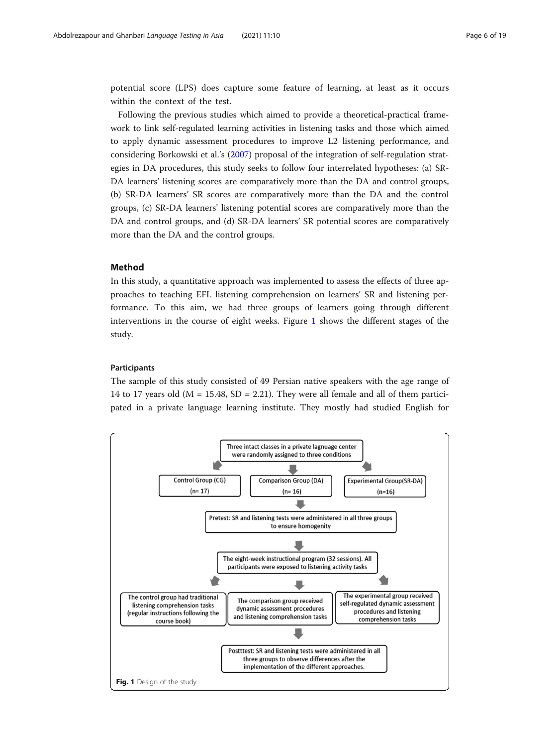potential score (LPS) does capture some feature of learning, at least as it occurs within the context of the test.

Following the previous studies which aimed to provide a theoretical-practical framework to link self-regulated learning activities in listening tasks and those which aimed to apply dynamic assessment procedures to improve L2 listening performance, and considering Borkowski et al.'s (2007) proposal of the integration of self-regulation strategies in DA procedures, this study seeks to follow four interrelated hypotheses: (a) SR-DA learners' listening scores are comparatively more than the DA and control groups, (b) SR-DA learners' SR scores are comparatively more than the DA and the control groups, (c) SR-DA learners' listening potential scores are comparatively more than the DA and control groups, and (d) SR-DA learners' SR potential scores are comparatively more than the DA and the control groups.

## Method

In this study, a quantitative approach was implemented to assess the effects of three approaches to teaching EFL listening comprehension on learners' SR and listening performance. To this aim, we had three groups of learners going through different interventions in the course of eight weeks. Figure 1 shows the different stages of the study.

### Participants

The sample of this study consisted of 49 Persian native speakers with the age range of 14 to 17 years old (M = 15.48, SD = 2.21). They were all female and all of them participated in a private language learning institute. They mostly had studied English for

Three intact classes in a private lagnuage center were randomly assigned to three conditions

Control Group (CG) (n= 17)

Comparison Group (DA) (n= 16)

Experimental Group(SR-DA) (n=16)

Pretest: SR and listening tests were administered in all three groups to ensure homogenity

The eight-week instructional program (32 sessions). All participants were exposed to listening activity tasks

The control group had traditional listening comprehension tasks (regular instructions following the course book)

The comparison group received dynamic assessment procedures and listening comprehension tasks

The experimental group received self-regulated dynamic assessment procedures and listening comprehension tasks

Postttest: SR and listening tests were administered in all three groups to observe differences after the implementation of the different approaches.

**Fig. 1** Design of the study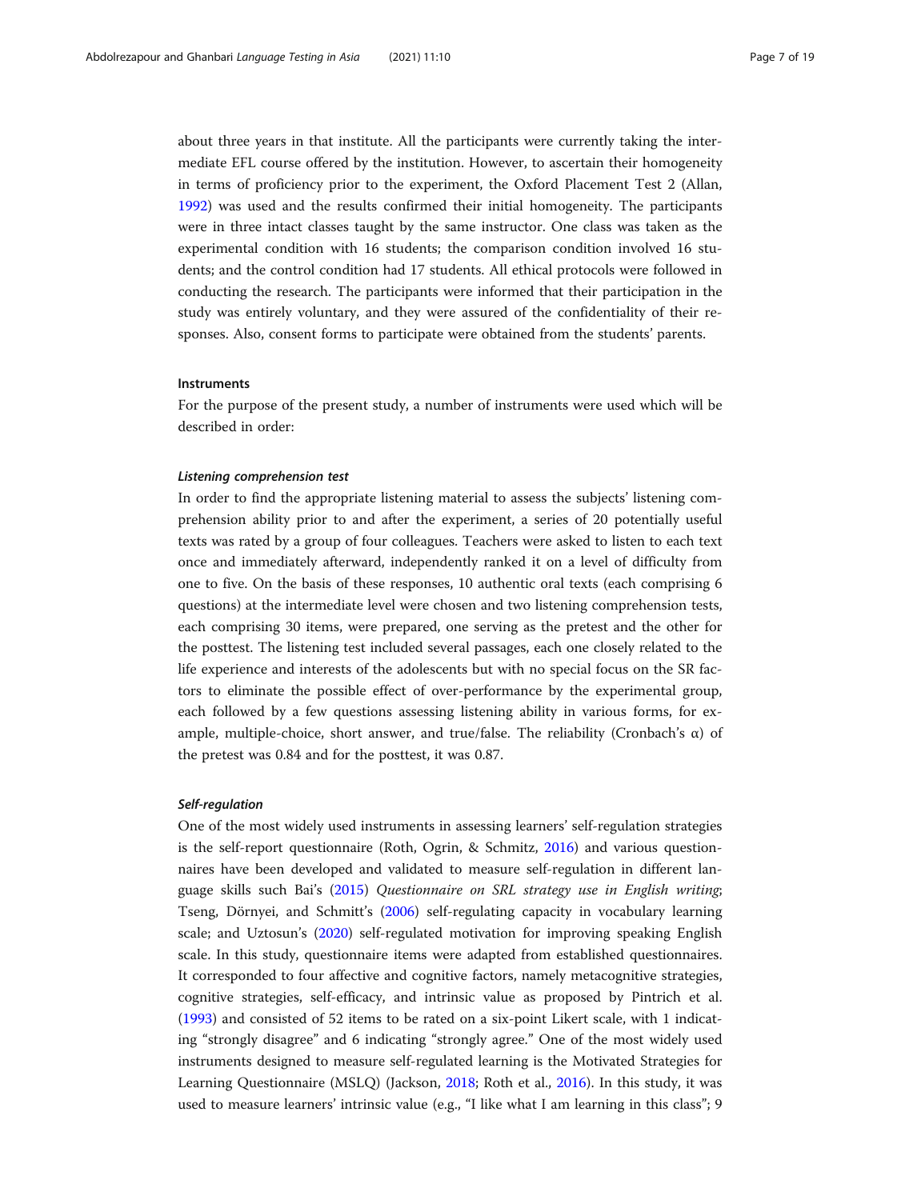about three years in that institute. All the participants were currently taking the intermediate EFL course offered by the institution. However, to ascertain their homogeneity in terms of proficiency prior to the experiment, the Oxford Placement Test 2 (Allan, 1992) was used and the results confirmed their initial homogeneity. The participants were in three intact classes taught by the same instructor. One class was taken as the experimental condition with 16 students; the comparison condition involved 16 students; and the control condition had 17 students. All ethical protocols were followed in conducting the research. The participants were informed that their participation in the study was entirely voluntary, and they were assured of the confidentiality of their responses. Also, consent forms to participate were obtained from the students' parents.

## Instruments

For the purpose of the present study, a number of instruments were used which will be described in order:

### *Listening comprehension test*

In order to find the appropriate listening material to assess the subjects' listening comprehension ability prior to and after the experiment, a series of 20 potentially useful texts was rated by a group of four colleagues. Teachers were asked to listen to each text once and immediately afterward, independently ranked it on a level of difficulty from one to five. On the basis of these responses, 10 authentic oral texts (each comprising 6 questions) at the intermediate level were chosen and two listening comprehension tests, each comprising 30 items, were prepared, one serving as the pretest and the other for the posttest. The listening test included several passages, each one closely related to the life experience and interests of the adolescents but with no special focus on the SR factors to eliminate the possible effect of over-performance by the experimental group, each followed by a few questions assessing listening ability in various forms, for example, multiple-choice, short answer, and true/false. The reliability (Cronbach's α) of the pretest was 0.84 and for the posttest, it was 0.87.

### *Self-regulation*

One of the most widely used instruments in assessing learners' self-regulation strategies is the self-report questionnaire (Roth, Ogrin, & Schmitz, 2016) and various questionnaires have been developed and validated to measure self-regulation in different language skills such Bai's (2015) *Questionnaire on SRL strategy use in English writing*; Tseng, Dörnyei, and Schmitt's (2006) self-regulating capacity in vocabulary learning scale; and Uztosun's (2020) self-regulated motivation for improving speaking English scale. In this study, questionnaire items were adapted from established questionnaires. It corresponded to four affective and cognitive factors, namely metacognitive strategies, cognitive strategies, self-efficacy, and intrinsic value as proposed by Pintrich et al. (1993) and consisted of 52 items to be rated on a six-point Likert scale, with 1 indicating "strongly disagree" and 6 indicating "strongly agree." One of the most widely used instruments designed to measure self-regulated learning is the Motivated Strategies for Learning Questionnaire (MSLQ) (Jackson, 2018; Roth et al., 2016). In this study, it was used to measure learners' intrinsic value (e.g., "I like what I am learning in this class"; 9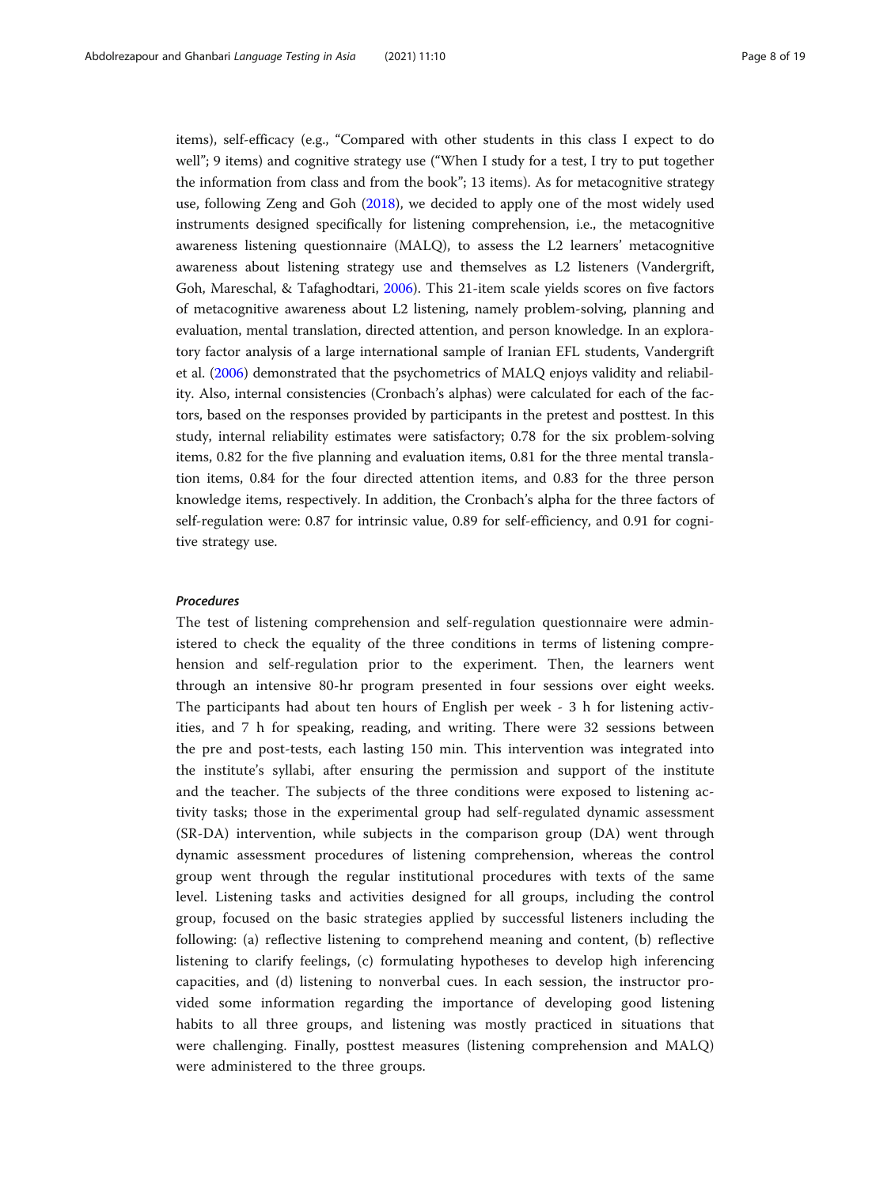items), self-efficacy (e.g., "Compared with other students in this class I expect to do well"; 9 items) and cognitive strategy use ("When I study for a test, I try to put together the information from class and from the book"; 13 items). As for metacognitive strategy use, following Zeng and Goh (2018), we decided to apply one of the most widely used instruments designed specifically for listening comprehension, i.e., the metacognitive awareness listening questionnaire (MALQ), to assess the L2 learners' metacognitive awareness about listening strategy use and themselves as L2 listeners (Vandergrift, Goh, Mareschal, & Tafaghodtari, 2006). This 21-item scale yields scores on five factors of metacognitive awareness about L2 listening, namely problem-solving, planning and evaluation, mental translation, directed attention, and person knowledge. In an exploratory factor analysis of a large international sample of Iranian EFL students, Vandergrift et al. (2006) demonstrated that the psychometrics of MALQ enjoys validity and reliability. Also, internal consistencies (Cronbach's alphas) were calculated for each of the factors, based on the responses provided by participants in the pretest and posttest. In this study, internal reliability estimates were satisfactory; 0.78 for the six problem-solving items, 0.82 for the five planning and evaluation items, 0.81 for the three mental translation items, 0.84 for the four directed attention items, and 0.83 for the three person knowledge items, respectively. In addition, the Cronbach's alpha for the three factors of self-regulation were: 0.87 for intrinsic value, 0.89 for self-efficiency, and 0.91 for cognitive strategy use.

#### *Procedures*

The test of listening comprehension and self-regulation questionnaire were administered to check the equality of the three conditions in terms of listening comprehension and self-regulation prior to the experiment. Then, the learners went through an intensive 80-hr program presented in four sessions over eight weeks. The participants had about ten hours of English per week - 3 h for listening activities, and 7 h for speaking, reading, and writing. There were 32 sessions between the pre and post-tests, each lasting 150 min. This intervention was integrated into the institute's syllabi, after ensuring the permission and support of the institute and the teacher. The subjects of the three conditions were exposed to listening activity tasks; those in the experimental group had self-regulated dynamic assessment (SR-DA) intervention, while subjects in the comparison group (DA) went through dynamic assessment procedures of listening comprehension, whereas the control group went through the regular institutional procedures with texts of the same level. Listening tasks and activities designed for all groups, including the control group, focused on the basic strategies applied by successful listeners including the following: (a) reflective listening to comprehend meaning and content, (b) reflective listening to clarify feelings, (c) formulating hypotheses to develop high inferencing capacities, and (d) listening to nonverbal cues. In each session, the instructor provided some information regarding the importance of developing good listening habits to all three groups, and listening was mostly practiced in situations that were challenging. Finally, posttest measures (listening comprehension and MALQ) were administered to the three groups.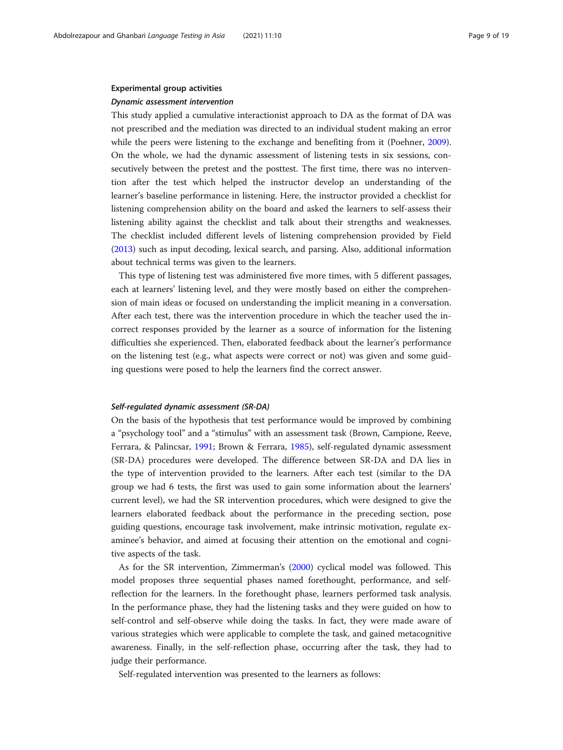### Experimental group activities

#### *Dynamic assessment intervention*

This study applied a cumulative interactionist approach to DA as the format of DA was not prescribed and the mediation was directed to an individual student making an error while the peers were listening to the exchange and benefiting from it (Poehner, 2009). On the whole, we had the dynamic assessment of listening tests in six sessions, consecutively between the pretest and the posttest. The first time, there was no intervention after the test which helped the instructor develop an understanding of the learner's baseline performance in listening. Here, the instructor provided a checklist for listening comprehension ability on the board and asked the learners to self-assess their listening ability against the checklist and talk about their strengths and weaknesses. The checklist included different levels of listening comprehension provided by Field (2013) such as input decoding, lexical search, and parsing. Also, additional information about technical terms was given to the learners.

This type of listening test was administered five more times, with 5 different passages, each at learners' listening level, and they were mostly based on either the comprehension of main ideas or focused on understanding the implicit meaning in a conversation. After each test, there was the intervention procedure in which the teacher used the incorrect responses provided by the learner as a source of information for the listening difficulties she experienced. Then, elaborated feedback about the learner's performance on the listening test (e.g., what aspects were correct or not) was given and some guiding questions were posed to help the learners find the correct answer.

#### *Self-regulated dynamic assessment (SR-DA)*

On the basis of the hypothesis that test performance would be improved by combining a "psychology tool" and a "stimulus" with an assessment task (Brown, Campione, Reeve, Ferrara, & Palincsar, 1991; Brown & Ferrara, 1985), self-regulated dynamic assessment (SR-DA) procedures were developed. The difference between SR-DA and DA lies in the type of intervention provided to the learners. After each test (similar to the DA group we had 6 tests, the first was used to gain some information about the learners' current level), we had the SR intervention procedures, which were designed to give the learners elaborated feedback about the performance in the preceding section, pose guiding questions, encourage task involvement, make intrinsic motivation, regulate examinee's behavior, and aimed at focusing their attention on the emotional and cognitive aspects of the task.

As for the SR intervention, Zimmerman's (2000) cyclical model was followed. This model proposes three sequential phases named forethought, performance, and self-reflection for the learners. In the forethought phase, learners performed task analysis. In the performance phase, they had the listening tasks and they were guided on how to self-control and self-observe while doing the tasks. In fact, they were made aware of various strategies which were applicable to complete the task, and gained metacognitive awareness. Finally, in the self-reflection phase, occurring after the task, they had to judge their performance.

Self-regulated intervention was presented to the learners as follows: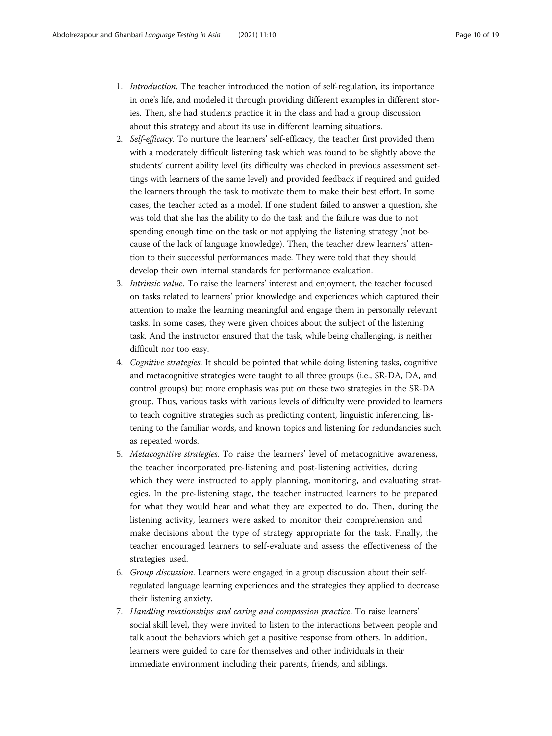1. *Introduction*. The teacher introduced the notion of self-regulation, its importance in one's life, and modeled it through providing different examples in different stories. Then, she had students practice it in the class and had a group discussion about this strategy and about its use in different learning situations.
2. *Self-efficacy*. To nurture the learners' self-efficacy, the teacher first provided them with a moderately difficult listening task which was found to be slightly above the students' current ability level (its difficulty was checked in previous assessment settings with learners of the same level) and provided feedback if required and guided the learners through the task to motivate them to make their best effort. In some cases, the teacher acted as a model. If one student failed to answer a question, she was told that she has the ability to do the task and the failure was due to not spending enough time on the task or not applying the listening strategy (not because of the lack of language knowledge). Then, the teacher drew learners' attention to their successful performances made. They were told that they should develop their own internal standards for performance evaluation.
3. *Intrinsic value*. To raise the learners' interest and enjoyment, the teacher focused on tasks related to learners' prior knowledge and experiences which captured their attention to make the learning meaningful and engage them in personally relevant tasks. In some cases, they were given choices about the subject of the listening task. And the instructor ensured that the task, while being challenging, is neither difficult nor too easy.
4. *Cognitive strategies*. It should be pointed that while doing listening tasks, cognitive and metacognitive strategies were taught to all three groups (i.e., SR-DA, DA, and control groups) but more emphasis was put on these two strategies in the SR-DA group. Thus, various tasks with various levels of difficulty were provided to learners to teach cognitive strategies such as predicting content, linguistic inferencing, listening to the familiar words, and known topics and listening for redundancies such as repeated words.
5. *Metacognitive strategies*. To raise the learners' level of metacognitive awareness, the teacher incorporated pre-listening and post-listening activities, during which they were instructed to apply planning, monitoring, and evaluating strategies. In the pre-listening stage, the teacher instructed learners to be prepared for what they would hear and what they are expected to do. Then, during the listening activity, learners were asked to monitor their comprehension and make decisions about the type of strategy appropriate for the task. Finally, the teacher encouraged learners to self-evaluate and assess the effectiveness of the strategies used.
6. *Group discussion*. Learners were engaged in a group discussion about their self-regulated language learning experiences and the strategies they applied to decrease their listening anxiety.
7. *Handling relationships and caring and compassion practice*. To raise learners' social skill level, they were invited to listen to the interactions between people and talk about the behaviors which get a positive response from others. In addition, learners were guided to care for themselves and other individuals in their immediate environment including their parents, friends, and siblings.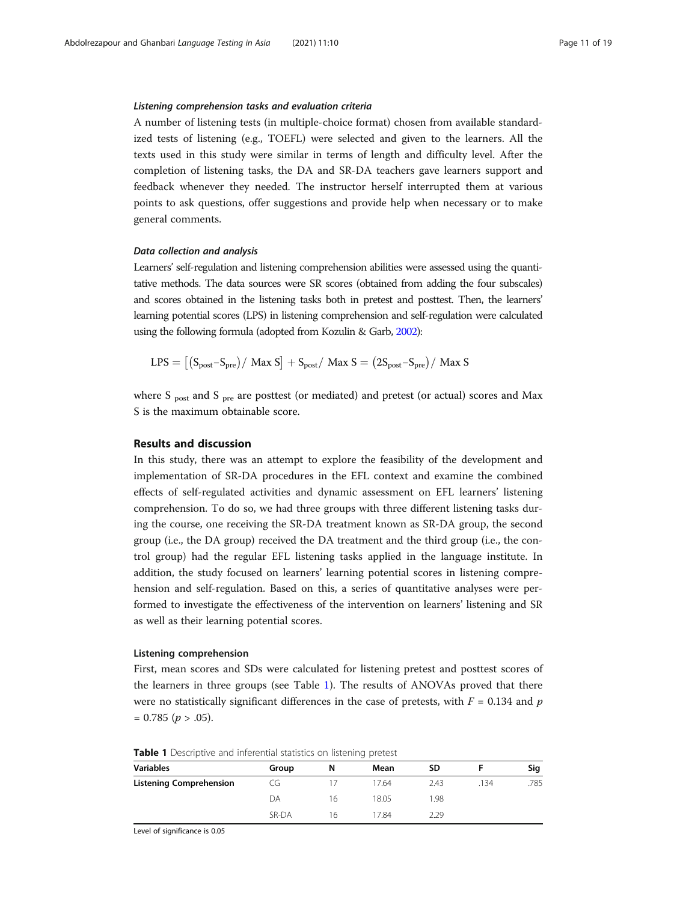#### *Listening comprehension tasks and evaluation criteria*

A number of listening tests (in multiple-choice format) chosen from available standardized tests of listening (e.g., TOEFL) were selected and given to the learners. All the texts used in this study were similar in terms of length and difficulty level. After the completion of listening tasks, the DA and SR-DA teachers gave learners support and feedback whenever they needed. The instructor herself interrupted them at various points to ask questions, offer suggestions and provide help when necessary or to make general comments.

#### *Data collection and analysis*

Learners' self-regulation and listening comprehension abilities were assessed using the quantitative methods. The data sources were SR scores (obtained from adding the four subscales) and scores obtained in the listening tasks both in pretest and posttest. Then, the learners' learning potential scores (LPS) in listening comprehension and self-regulation were calculated using the following formula (adopted from Kozulin & Garb, 2002):

$$\mathrm{LPS} = \left[ (\mathrm{S}_{\mathrm{post}} - \mathrm{S}_{\mathrm{pre}}) / \ \mathrm{Max\ S} \right] + \mathrm{S}_{\mathrm{post}} / \ \mathrm{Max\ S} = (2\mathrm{S}_{\mathrm{post}} - \mathrm{S}_{\mathrm{pre}}) / \ \mathrm{Max\ S}$$

where $S_{post}$ and $S_{pre}$ are posttest (or mediated) and pretest (or actual) scores and Max S is the maximum obtainable score.

## Results and discussion

In this study, there was an attempt to explore the feasibility of the development and implementation of SR-DA procedures in the EFL context and examine the combined effects of self-regulated activities and dynamic assessment on EFL learners' listening comprehension. To do so, we had three groups with three different listening tasks during the course, one receiving the SR-DA treatment known as SR-DA group, the second group (i.e., the DA group) received the DA treatment and the third group (i.e., the control group) had the regular EFL listening tasks applied in the language institute. In addition, the study focused on learners' learning potential scores in listening comprehension and self-regulation. Based on this, a series of quantitative analyses were performed to investigate the effectiveness of the intervention on learners' listening and SR as well as their learning potential scores.

### Listening comprehension

First, mean scores and SDs were calculated for listening pretest and posttest scores of the learners in three groups (see Table 1). The results of ANOVAs proved that there were no statistically significant differences in the case of pretests, with $F = 0.134$ and $p = 0.785$ ($p > .05$).

**Table 1** Descriptive and inferential statistics on listening pretest

| Variables | Group | N | Mean | SD | F | Sig |
|---|---|---|---|---|---|---|
| **Listening Comprehension** | CG | 17 | 17.64 | 2.43 | .134 | .785 |
| | DA | 16 | 18.05 | 1.98 | | |
| | SR-DA | 16 | 17.84 | 2.29 | | |

Level of significance is 0.05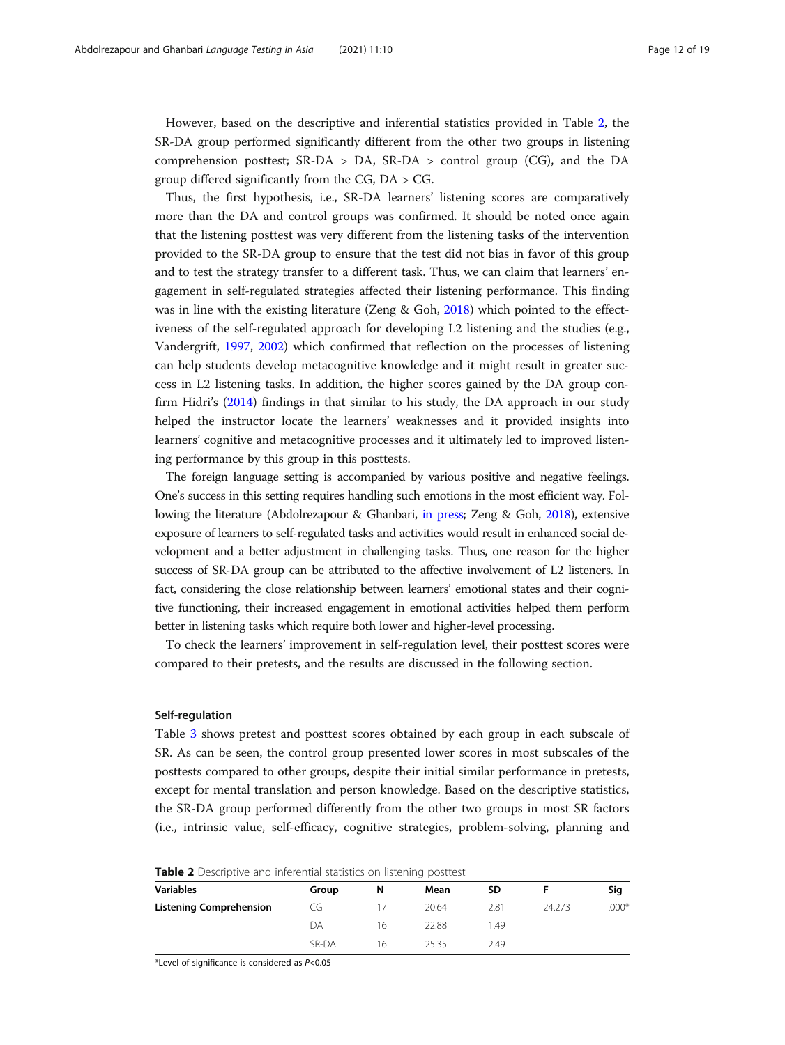However, based on the descriptive and inferential statistics provided in Table 2, the SR-DA group performed significantly different from the other two groups in listening comprehension posttest; SR-DA > DA, SR-DA > control group (CG), and the DA group differed significantly from the CG, DA > CG.

Thus, the first hypothesis, i.e., SR-DA learners' listening scores are comparatively more than the DA and control groups was confirmed. It should be noted once again that the listening posttest was very different from the listening tasks of the intervention provided to the SR-DA group to ensure that the test did not bias in favor of this group and to test the strategy transfer to a different task. Thus, we can claim that learners' engagement in self-regulated strategies affected their listening performance. This finding was in line with the existing literature (Zeng & Goh, 2018) which pointed to the effectiveness of the self-regulated approach for developing L2 listening and the studies (e.g., Vandergrift, 1997, 2002) which confirmed that reflection on the processes of listening can help students develop metacognitive knowledge and it might result in greater success in L2 listening tasks. In addition, the higher scores gained by the DA group confirm Hidri's (2014) findings in that similar to his study, the DA approach in our study helped the instructor locate the learners' weaknesses and it provided insights into learners' cognitive and metacognitive processes and it ultimately led to improved listening performance by this group in this posttests.

The foreign language setting is accompanied by various positive and negative feelings. One's success in this setting requires handling such emotions in the most efficient way. Following the literature (Abdolrezapour & Ghanbari, in press; Zeng & Goh, 2018), extensive exposure of learners to self-regulated tasks and activities would result in enhanced social development and a better adjustment in challenging tasks. Thus, one reason for the higher success of SR-DA group can be attributed to the affective involvement of L2 listeners. In fact, considering the close relationship between learners' emotional states and their cognitive functioning, their increased engagement in emotional activities helped them perform better in listening tasks which require both lower and higher-level processing.

To check the learners' improvement in self-regulation level, their posttest scores were compared to their pretests, and the results are discussed in the following section.

### Self-regulation

Table 3 shows pretest and posttest scores obtained by each group in each subscale of SR. As can be seen, the control group presented lower scores in most subscales of the posttests compared to other groups, despite their initial similar performance in pretests, except for mental translation and person knowledge. Based on the descriptive statistics, the SR-DA group performed differently from the other two groups in most SR factors (i.e., intrinsic value, self-efficacy, cognitive strategies, problem-solving, planning and

**Table 2** Descriptive and inferential statistics on listening posttest

| Variables | Group | N | Mean | SD | F | Sig |
|---|---|---|---|---|---|---|
| **Listening Comprehension** | CG | 17 | 20.64 | 2.81 | 24.273 | .000* |
| | DA | 16 | 22.88 | 1.49 | | |
| | SR-DA | 16 | 25.35 | 2.49 | | |

*Level of significance is considered as $P<0.05$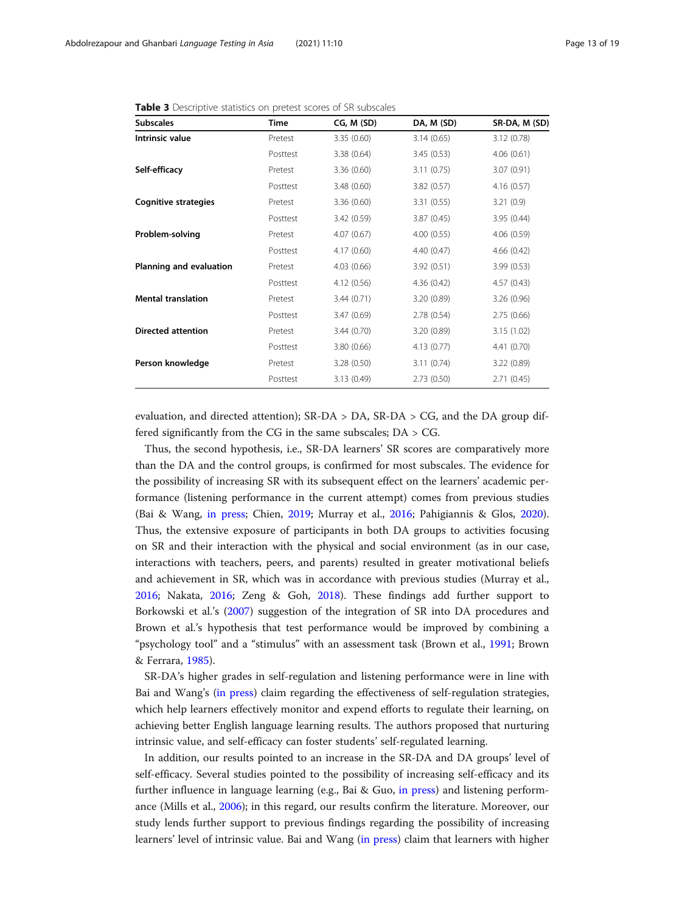**Table 3** Descriptive statistics on pretest scores of SR subscales

| Subscales | Time | CG, M (SD) | DA, M (SD) | SR-DA, M (SD) |
|---|---|---|---|---|
| **Intrinsic value** | Pretest | 3.35 (0.60) | 3.14 (0.65) | 3.12 (0.78) |
| | Posttest | 3.38 (0.64) | 3.45 (0.53) | 4.06 (0.61) |
| **Self-efficacy** | Pretest | 3.36 (0.60) | 3.11 (0.75) | 3.07 (0.91) |
| | Posttest | 3.48 (0.60) | 3.82 (0.57) | 4.16 (0.57) |
| **Cognitive strategies** | Pretest | 3.36 (0.60) | 3.31 (0.55) | 3.21 (0.9) |
| | Posttest | 3.42 (0.59) | 3.87 (0.45) | 3.95 (0.44) |
| **Problem-solving** | Pretest | 4.07 (0.67) | 4.00 (0.55) | 4.06 (0.59) |
| | Posttest | 4.17 (0.60) | 4.40 (0.47) | 4.66 (0.42) |
| **Planning and evaluation** | Pretest | 4.03 (0.66) | 3.92 (0.51) | 3.99 (0.53) |
| | Posttest | 4.12 (0.56) | 4.36 (0.42) | 4.57 (0.43) |
| **Mental translation** | Pretest | 3.44 (0.71) | 3.20 (0.89) | 3.26 (0.96) |
| | Posttest | 3.47 (0.69) | 2.78 (0.54) | 2.75 (0.66) |
| **Directed attention** | Pretest | 3.44 (0.70) | 3.20 (0.89) | 3.15 (1.02) |
| | Posttest | 3.80 (0.66) | 4.13 (0.77) | 4.41 (0.70) |
| **Person knowledge** | Pretest | 3.28 (0.50) | 3.11 (0.74) | 3.22 (0.89) |
| | Posttest | 3.13 (0.49) | 2.73 (0.50) | 2.71 (0.45) |

evaluation, and directed attention); SR-DA > DA, SR-DA > CG, and the DA group differed significantly from the CG in the same subscales; DA > CG.

Thus, the second hypothesis, i.e., SR-DA learners' SR scores are comparatively more than the DA and the control groups, is confirmed for most subscales. The evidence for the possibility of increasing SR with its subsequent effect on the learners' academic performance (listening performance in the current attempt) comes from previous studies (Bai & Wang, in press; Chien, 2019; Murray et al., 2016; Pahigiannis & Glos, 2020). Thus, the extensive exposure of participants in both DA groups to activities focusing on SR and their interaction with the physical and social environment (as in our case, interactions with teachers, peers, and parents) resulted in greater motivational beliefs and achievement in SR, which was in accordance with previous studies (Murray et al., 2016; Nakata, 2016; Zeng & Goh, 2018). These findings add further support to Borkowski et al.'s (2007) suggestion of the integration of SR into DA procedures and Brown et al.'s hypothesis that test performance would be improved by combining a "psychology tool" and a "stimulus" with an assessment task (Brown et al., 1991; Brown & Ferrara, 1985).

SR-DA's higher grades in self-regulation and listening performance were in line with Bai and Wang's (in press) claim regarding the effectiveness of self-regulation strategies, which help learners effectively monitor and expend efforts to regulate their learning, on achieving better English language learning results. The authors proposed that nurturing intrinsic value, and self-efficacy can foster students' self-regulated learning.

In addition, our results pointed to an increase in the SR-DA and DA groups' level of self-efficacy. Several studies pointed to the possibility of increasing self-efficacy and its further influence in language learning (e.g., Bai & Guo, in press) and listening performance (Mills et al., 2006); in this regard, our results confirm the literature. Moreover, our study lends further support to previous findings regarding the possibility of increasing learners' level of intrinsic value. Bai and Wang (in press) claim that learners with higher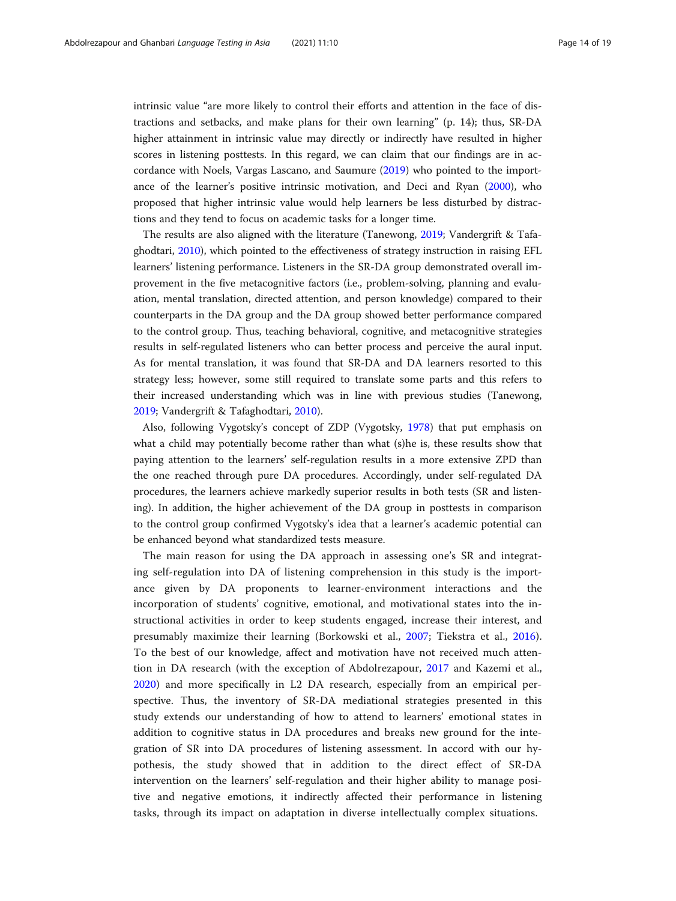intrinsic value "are more likely to control their efforts and attention in the face of distractions and setbacks, and make plans for their own learning" (p. 14); thus, SR-DA higher attainment in intrinsic value may directly or indirectly have resulted in higher scores in listening posttests. In this regard, we can claim that our findings are in accordance with Noels, Vargas Lascano, and Saumure (2019) who pointed to the importance of the learner's positive intrinsic motivation, and Deci and Ryan (2000), who proposed that higher intrinsic value would help learners be less disturbed by distractions and they tend to focus on academic tasks for a longer time.

The results are also aligned with the literature (Tanewong, 2019; Vandergrift & Tafaghodtari, 2010), which pointed to the effectiveness of strategy instruction in raising EFL learners' listening performance. Listeners in the SR-DA group demonstrated overall improvement in the five metacognitive factors (i.e., problem-solving, planning and evaluation, mental translation, directed attention, and person knowledge) compared to their counterparts in the DA group and the DA group showed better performance compared to the control group. Thus, teaching behavioral, cognitive, and metacognitive strategies results in self-regulated listeners who can better process and perceive the aural input. As for mental translation, it was found that SR-DA and DA learners resorted to this strategy less; however, some still required to translate some parts and this refers to their increased understanding which was in line with previous studies (Tanewong, 2019; Vandergrift & Tafaghodtari, 2010).

Also, following Vygotsky's concept of ZDP (Vygotsky, 1978) that put emphasis on what a child may potentially become rather than what (s)he is, these results show that paying attention to the learners' self-regulation results in a more extensive ZPD than the one reached through pure DA procedures. Accordingly, under self-regulated DA procedures, the learners achieve markedly superior results in both tests (SR and listening). In addition, the higher achievement of the DA group in posttests in comparison to the control group confirmed Vygotsky's idea that a learner's academic potential can be enhanced beyond what standardized tests measure.

The main reason for using the DA approach in assessing one's SR and integrating self-regulation into DA of listening comprehension in this study is the importance given by DA proponents to learner-environment interactions and the incorporation of students' cognitive, emotional, and motivational states into the instructional activities in order to keep students engaged, increase their interest, and presumably maximize their learning (Borkowski et al., 2007; Tiekstra et al., 2016). To the best of our knowledge, affect and motivation have not received much attention in DA research (with the exception of Abdolrezapour, 2017 and Kazemi et al., 2020) and more specifically in L2 DA research, especially from an empirical perspective. Thus, the inventory of SR-DA mediational strategies presented in this study extends our understanding of how to attend to learners' emotional states in addition to cognitive status in DA procedures and breaks new ground for the integration of SR into DA procedures of listening assessment. In accord with our hypothesis, the study showed that in addition to the direct effect of SR-DA intervention on the learners' self-regulation and their higher ability to manage positive and negative emotions, it indirectly affected their performance in listening tasks, through its impact on adaptation in diverse intellectually complex situations.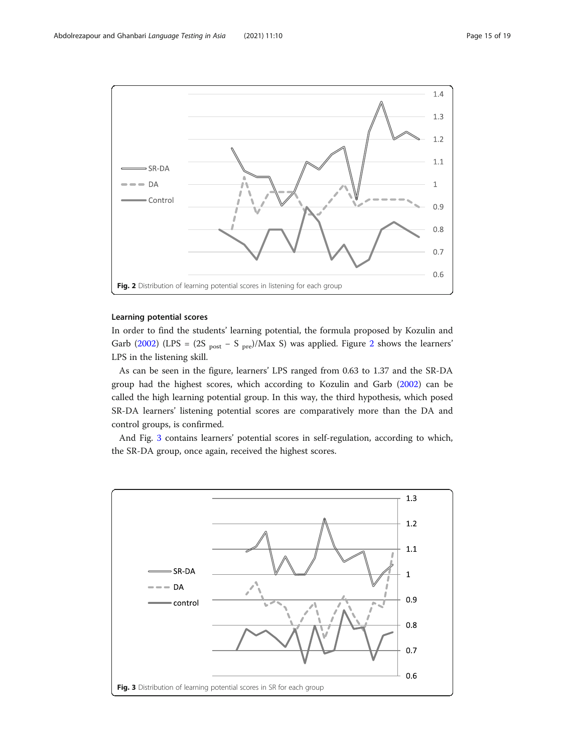Fig. 2 Distribution of learning potential scores in listening for each group

#### Learning potential scores

In order to find the students' learning potential, the formula proposed by Kozulin and Garb (2002) (LPS = (2S $_{post}$ − S $_{pre}$)/Max S) was applied. Figure 2 shows the learners' LPS in the listening skill.

As can be seen in the figure, learners' LPS ranged from 0.63 to 1.37 and the SR-DA group had the highest scores, which according to Kozulin and Garb (2002) can be called the high learning potential group. In this way, the third hypothesis, which posed SR-DA learners' listening potential scores are comparatively more than the DA and control groups, is confirmed.

And Fig. 3 contains learners' potential scores in self-regulation, according to which, the SR-DA group, once again, received the highest scores.

Fig. 3 Distribution of learning potential scores in SR for each group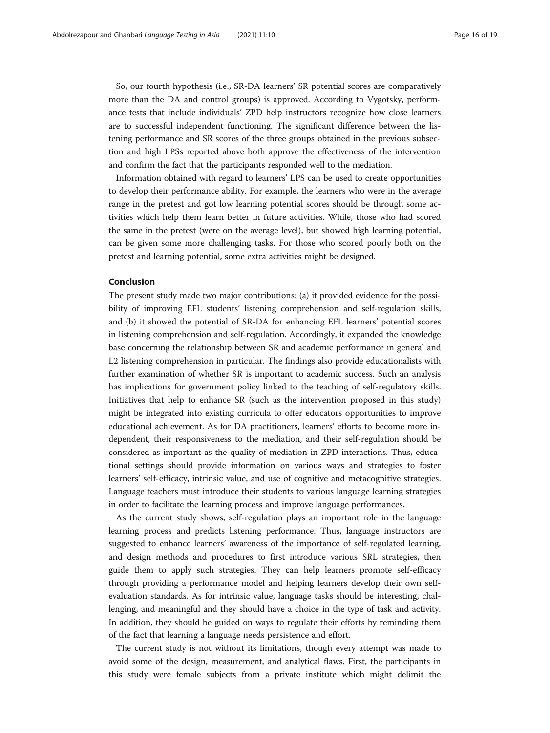So, our fourth hypothesis (i.e., SR-DA learners' SR potential scores are comparatively more than the DA and control groups) is approved. According to Vygotsky, performance tests that include individuals' ZPD help instructors recognize how close learners are to successful independent functioning. The significant difference between the listening performance and SR scores of the three groups obtained in the previous subsection and high LPSs reported above both approve the effectiveness of the intervention and confirm the fact that the participants responded well to the mediation.

Information obtained with regard to learners' LPS can be used to create opportunities to develop their performance ability. For example, the learners who were in the average range in the pretest and got low learning potential scores should be through some activities which help them learn better in future activities. While, those who had scored the same in the pretest (were on the average level), but showed high learning potential, can be given some more challenging tasks. For those who scored poorly both on the pretest and learning potential, some extra activities might be designed.

## Conclusion

The present study made two major contributions: (a) it provided evidence for the possibility of improving EFL students' listening comprehension and self-regulation skills, and (b) it showed the potential of SR-DA for enhancing EFL learners' potential scores in listening comprehension and self-regulation. Accordingly, it expanded the knowledge base concerning the relationship between SR and academic performance in general and L2 listening comprehension in particular. The findings also provide educationalists with further examination of whether SR is important to academic success. Such an analysis has implications for government policy linked to the teaching of self-regulatory skills. Initiatives that help to enhance SR (such as the intervention proposed in this study) might be integrated into existing curricula to offer educators opportunities to improve educational achievement. As for DA practitioners, learners' efforts to become more independent, their responsiveness to the mediation, and their self-regulation should be considered as important as the quality of mediation in ZPD interactions. Thus, educational settings should provide information on various ways and strategies to foster learners' self-efficacy, intrinsic value, and use of cognitive and metacognitive strategies. Language teachers must introduce their students to various language learning strategies in order to facilitate the learning process and improve language performances.

As the current study shows, self-regulation plays an important role in the language learning process and predicts listening performance. Thus, language instructors are suggested to enhance learners' awareness of the importance of self-regulated learning, and design methods and procedures to first introduce various SRL strategies, then guide them to apply such strategies. They can help learners promote self-efficacy through providing a performance model and helping learners develop their own self-evaluation standards. As for intrinsic value, language tasks should be interesting, challenging, and meaningful and they should have a choice in the type of task and activity. In addition, they should be guided on ways to regulate their efforts by reminding them of the fact that learning a language needs persistence and effort.

The current study is not without its limitations, though every attempt was made to avoid some of the design, measurement, and analytical flaws. First, the participants in this study were female subjects from a private institute which might delimit the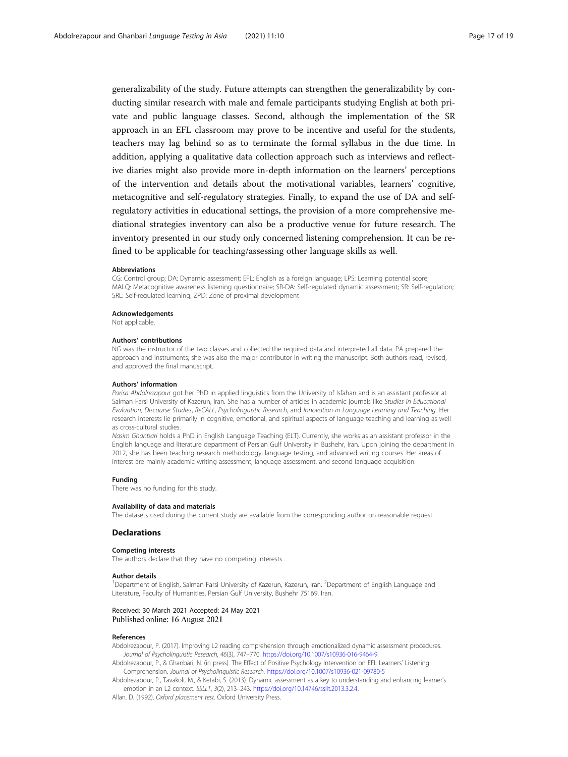generalizability of the study. Future attempts can strengthen the generalizability by conducting similar research with male and female participants studying English at both private and public language classes. Second, although the implementation of the SR approach in an EFL classroom may prove to be incentive and useful for the students, teachers may lag behind so as to terminate the formal syllabus in the due time. In addition, applying a qualitative data collection approach such as interviews and reflective diaries might also provide more in-depth information on the learners' perceptions of the intervention and details about the motivational variables, learners' cognitive, metacognitive and self-regulatory strategies. Finally, to expand the use of DA and self-regulatory activities in educational settings, the provision of a more comprehensive mediational strategies inventory can also be a productive venue for future research. The inventory presented in our study only concerned listening comprehension. It can be refined to be applicable for teaching/assessing other language skills as well.

#### Abbreviations

CG: Control group; DA: Dynamic assessment; EFL: English as a foreign language; LPS: Learning potential score; MALQ: Metacognitive awareness listening questionnaire; SR-DA: Self-regulated dynamic assessment; SR: Self-regulation; SRL: Self-regulated learning; ZPD: Zone of proximal development

#### Acknowledgements

Not applicable.

#### Authors' contributions

NG was the instructor of the two classes and collected the required data and interpreted all data. PA prepared the approach and instruments; she was also the major contributor in writing the manuscript. Both authors read, revised, and approved the final manuscript.

#### Authors' information

*Parisa Abdolrezapour* got her PhD in applied linguistics from the University of Isfahan and is an assistant professor at Salman Farsi University of Kazerun, Iran. She has a number of articles in academic journals like *Studies in Educational Evaluation*, *Discourse Studies*, *ReCALL*, *Psycholinguistic Research*, and *Innovation in Language Learning and Teaching*. Her research interests lie primarily in cognitive, emotional, and spiritual aspects of language teaching and learning as well as cross-cultural studies.

*Nasim Ghanbari* holds a PhD in English Language Teaching (ELT). Currently, she works as an assistant professor in the English language and literature department of Persian Gulf University in Bushehr, Iran. Upon joining the department in 2012, she has been teaching research methodology, language testing, and advanced writing courses. Her areas of interest are mainly academic writing assessment, language assessment, and second language acquisition.

#### Funding

There was no funding for this study.

#### Availability of data and materials

The datasets used during the current study are available from the corresponding author on reasonable request.

### Declarations

#### Competing interests

The authors declare that they have no competing interests.

#### Author details

[1]Department of English, Salman Farsi University of Kazerun, Kazerun, Iran. [2]Department of English Language and Literature, Faculty of Humanities, Persian Gulf University, Bushehr 75169, Iran.

Received: 30 March 2021 Accepted: 24 May 2021
Published online: 16 August 2021

#### References

Abdolrezapour, P. (2017). Improving L2 reading comprehension through emotionalized dynamic assessment procedures. *Journal of Psycholinguistic Research*, *46*(3), 747–770. https://doi.org/10.1007/s10936-016-9464-9.

Abdolrezapour, P., & Ghanbari, N. (in press). The Effect of Positive Psychology Intervention on EFL Learners' Listening Comprehension. *Journal of Psycholinguistic Research*. https://doi.org/10.1007/s10936-021-09780-5

Abdolrezapour, P., Tavakoli, M., & Ketabi, S. (2013). Dynamic assessment as a key to understanding and enhancing learner's emotion in an L2 context. *SSLLT*, *3*(2), 213–243. https://doi.org/10.14746/ssllt.2013.3.2.4.

Allan, D. (1992). *Oxford placement test*. Oxford University Press.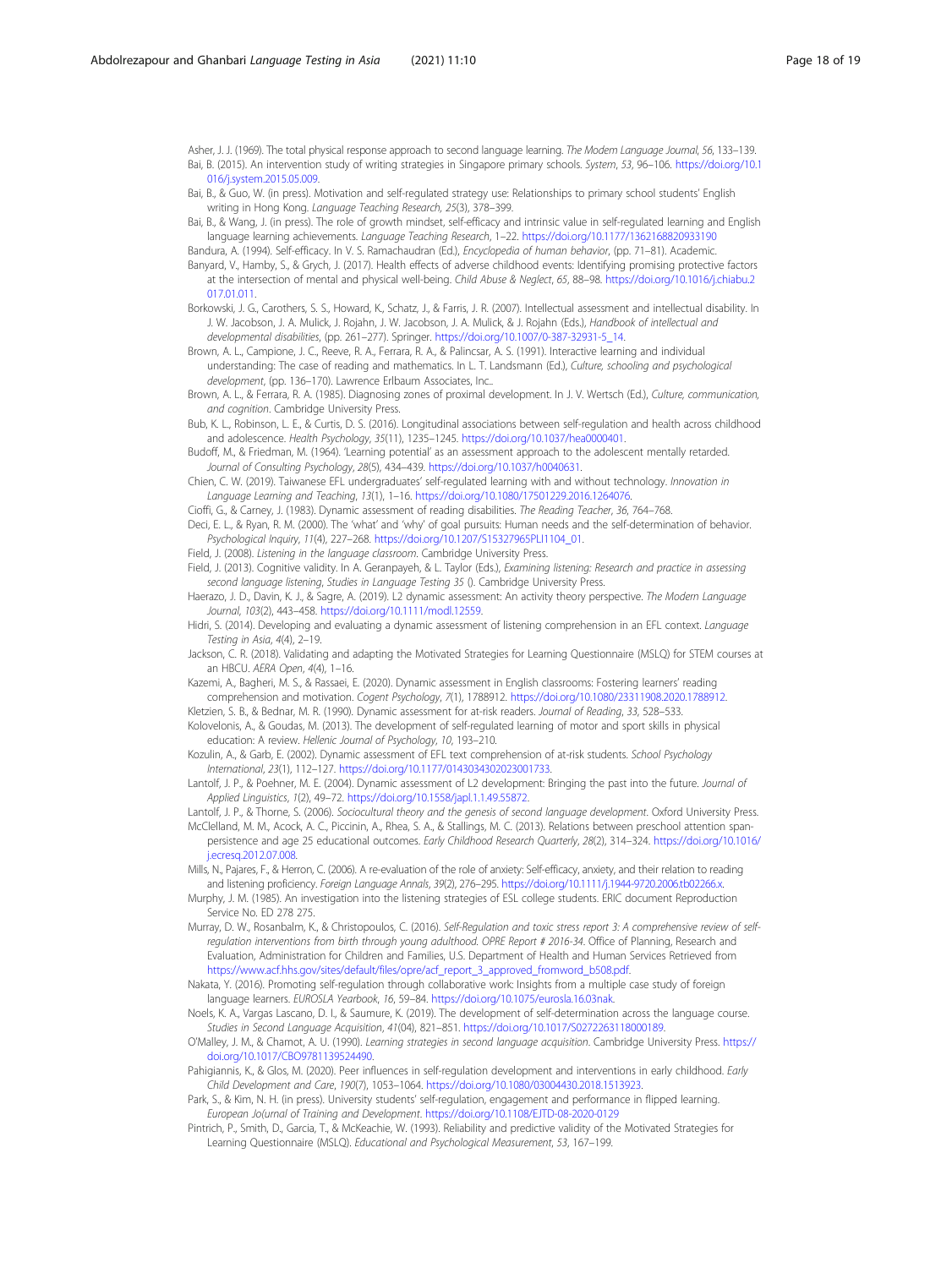Asher, J. J. (1969). The total physical response approach to second language learning. *The Modern Language Journal*, *56*, 133–139.

Bai, B. (2015). An intervention study of writing strategies in Singapore primary schools. *System*, *53*, 96–106. https://doi.org/10.1016/j.system.2015.05.009.

Bai, B., & Guo, W. (in press). Motivation and self-regulated strategy use: Relationships to primary school students' English writing in Hong Kong. *Language Teaching Research*, *25*(3), 378–399.

Bai, B., & Wang, J. (in press). The role of growth mindset, self-efficacy and intrinsic value in self-regulated learning and English language learning achievements. *Language Teaching Research*, 1–22. https://doi.org/10.1177/1362168820933190

Bandura, A. (1994). Self-efficacy. In V. S. Ramachaudran (Ed.), *Encyclopedia of human behavior*, (pp. 71–81). Academic.

Banyard, V., Hamby, S., & Grych, J. (2017). Health effects of adverse childhood events: Identifying promising protective factors at the intersection of mental and physical well-being. *Child Abuse & Neglect*, *65*, 88–98. https://doi.org/10.1016/j.chiabu.2017.01.011.

Borkowski, J. G., Carothers, S. S., Howard, K., Schatz, J., & Farris, J. R. (2007). Intellectual assessment and intellectual disability. In J. W. Jacobson, J. A. Mulick, J. Rojahn, J. W. Jacobson, J. A. Mulick, & J. Rojahn (Eds.), *Handbook of intellectual and developmental disabilities*, (pp. 261–277). Springer. https://doi.org/10.1007/0-387-32931-5_14.

Brown, A. L., Campione, J. C., Reeve, R. A., Ferrara, R. A., & Palincsar, A. S. (1991). Interactive learning and individual understanding: The case of reading and mathematics. In L. T. Landsmann (Ed.), *Culture, schooling and psychological development*, (pp. 136–170). Lawrence Erlbaum Associates, Inc..

Brown, A. L., & Ferrara, R. A. (1985). Diagnosing zones of proximal development. In J. V. Wertsch (Ed.), *Culture, communication, and cognition*. Cambridge University Press.

Bub, K. L., Robinson, L. E., & Curtis, D. S. (2016). Longitudinal associations between self-regulation and health across childhood and adolescence. *Health Psychology*, *35*(11), 1235–1245. https://doi.org/10.1037/hea0000401.

Budoff, M., & Friedman, M. (1964). 'Learning potential' as an assessment approach to the adolescent mentally retarded. *Journal of Consulting Psychology*, *28*(5), 434–439. https://doi.org/10.1037/h0040631.

Chien, C. W. (2019). Taiwanese EFL undergraduates' self-regulated learning with and without technology. *Innovation in Language Learning and Teaching*, *13*(1), 1–16. https://doi.org/10.1080/17501229.2016.1264076.

Cioffi, G., & Carney, J. (1983). Dynamic assessment of reading disabilities. *The Reading Teacher*, *36*, 764–768.

Deci, E. L., & Ryan, R. M. (2000). The 'what' and 'why' of goal pursuits: Human needs and the self-determination of behavior. *Psychological Inquiry*, *11*(4), 227–268. https://doi.org/10.1207/S15327965PLI1104_01.

Field, J. (2008). *Listening in the language classroom*. Cambridge University Press.

Field, J. (2013). Cognitive validity. In A. Geranpayeh, & L. Taylor (Eds.), *Examining listening: Research and practice in assessing second language listening*, *Studies in Language Testing 35* (). Cambridge University Press.

Haerazo, J. D., Davin, K. J., & Sagre, A. (2019). L2 dynamic assessment: An activity theory perspective. *The Modern Language Journal*, *103*(2), 443–458. https://doi.org/10.1111/modl.12559.

Hidri, S. (2014). Developing and evaluating a dynamic assessment of listening comprehension in an EFL context. *Language Testing in Asia*, *4*(4), 2–19.

Jackson, C. R. (2018). Validating and adapting the Motivated Strategies for Learning Questionnaire (MSLQ) for STEM courses at an HBCU. *AERA Open*, *4*(4), 1–16.

Kazemi, A., Bagheri, M. S., & Rassaei, E. (2020). Dynamic assessment in English classrooms: Fostering learners' reading comprehension and motivation. *Cogent Psychology*, *7*(1), 1788912. https://doi.org/10.1080/23311908.2020.1788912.

Kletzien, S. B., & Bednar, M. R. (1990). Dynamic assessment for at-risk readers. *Journal of Reading*, *33*, 528–533.

Kolovelonis, A., & Goudas, M. (2013). The development of self-regulated learning of motor and sport skills in physical education: A review. *Hellenic Journal of Psychology*, *10*, 193–210.

Kozulin, A., & Garb, E. (2002). Dynamic assessment of EFL text comprehension of at-risk students. *School Psychology International*, *23*(1), 112–127. https://doi.org/10.1177/0143034302023001733.

Lantolf, J. P., & Poehner, M. E. (2004). Dynamic assessment of L2 development: Bringing the past into the future. *Journal of Applied Linguistics*, *1*(2), 49–72. https://doi.org/10.1558/japl.1.1.49.55872.

Lantolf, J. P., & Thorne, S. (2006). *Sociocultural theory and the genesis of second language development*. Oxford University Press.

McClelland, M. M., Acock, A. C., Piccinin, A., Rhea, S. A., & Stallings, M. C. (2013). Relations between preschool attention span-persistence and age 25 educational outcomes. *Early Childhood Research Quarterly*, *28*(2), 314–324. https://doi.org/10.1016/j.ecresq.2012.07.008.

Mills, N., Pajares, F., & Herron, C. (2006). A re-evaluation of the role of anxiety: Self-efficacy, anxiety, and their relation to reading and listening proficiency. *Foreign Language Annals*, *39*(2), 276–295. https://doi.org/10.1111/j.1944-9720.2006.tb02266.x.

Murphy, J. M. (1985). An investigation into the listening strategies of ESL college students. ERIC document Reproduction Service No. ED 278 275.

Murray, D. W., Rosanbalm, K., & Christopoulos, C. (2016). *Self-Regulation and toxic stress report 3: A comprehensive review of self-regulation interventions from birth through young adulthood. OPRE Report # 2016-34*. Office of Planning, Research and Evaluation, Administration for Children and Families, U.S. Department of Health and Human Services Retrieved from https://www.acf.hhs.gov/sites/default/files/opre/acf_report_3_approved_fromword_b508.pdf.

Nakata, Y. (2016). Promoting self-regulation through collaborative work: Insights from a multiple case study of foreign language learners. *EUROSLA Yearbook*, *16*, 59–84. https://doi.org/10.1075/eurosla.16.03nak.

Noels, K. A., Vargas Lascano, D. I., & Saumure, K. (2019). The development of self-determination across the language course. *Studies in Second Language Acquisition*, *41*(04), 821–851. https://doi.org/10.1017/S0272263118000189.

O'Malley, J. M., & Chamot, A. U. (1990). *Learning strategies in second language acquisition*. Cambridge University Press. https://doi.org/10.1017/CBO9781139524490.

Pahigiannis, K., & Glos, M. (2020). Peer influences in self-regulation development and interventions in early childhood. *Early Child Development and Care*, *190*(7), 1053–1064. https://doi.org/10.1080/03004430.2018.1513923.

Park, S., & Kim, N. H. (in press). University students' self-regulation, engagement and performance in flipped learning. *European Jo(urnal of Training and Development*. https://doi.org/10.1108/EJTD-08-2020-0129

Pintrich, P., Smith, D., Garcia, T., & McKeachie, W. (1993). Reliability and predictive validity of the Motivated Strategies for Learning Questionnaire (MSLQ). *Educational and Psychological Measurement*, *53*, 167–199.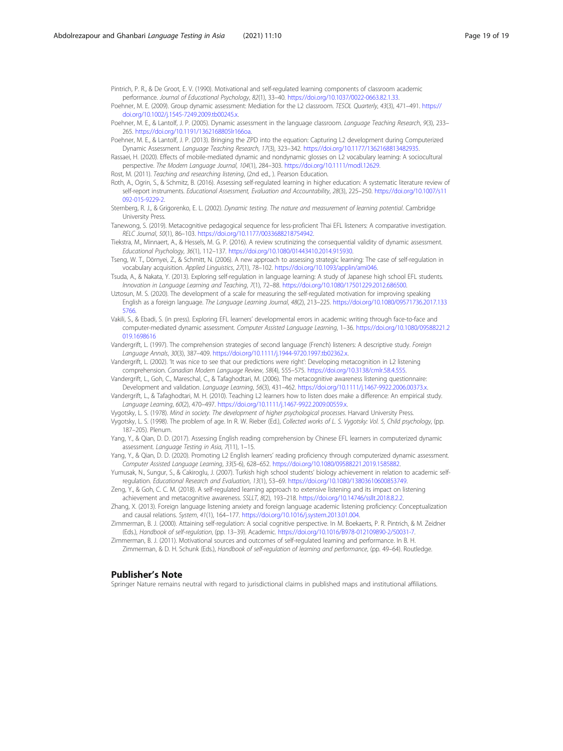Pintrich, P. R., & De Groot, E. V. (1990). Motivational and self-regulated learning components of classroom academic performance. *Journal of Educational Psychology*, *82*(1), 33–40. https://doi.org/10.1037/0022-0663.82.1.33.

Poehner, M. E. (2009). Group dynamic assessment: Mediation for the L2 classroom. *TESOL Quarterly*, *43*(3), 471–491. https://doi.org/10.1002/j.1545-7249.2009.tb00245.x.

Poehner, M. E., & Lantolf, J. P. (2005). Dynamic assessment in the language classroom. *Language Teaching Research*, *9*(3), 233–265. https://doi.org/10.1191/1362168805lr166oa.

Poehner, M. E., & Lantolf, J. P. (2013). Bringing the ZPD into the equation: Capturing L2 development during Computerized Dynamic Assessment. *Language Teaching Research*, *17*(3), 323–342. https://doi.org/10.1177/1362168813482935.

Rassaei, H. (2020). Effects of mobile-mediated dynamic and nondynamic glosses on L2 vocabulary learning: A sociocultural perspective. *The Modern Language Journal*, *104*(1), 284–303. https://doi.org/10.1111/modl.12629.

Rost, M. (2011). *Teaching and researching listening*, (2nd ed., ). Pearson Education.

Roth, A., Ogrin, S., & Schmitz, B. (2016). Assessing self-regulated learning in higher education: A systematic literature review of self-report instruments. *Educational Assessment, Evaluation and Accountability*, *28*(3), 225–250. https://doi.org/10.1007/s11092-015-9229-2.

Sternberg, R. J., & Grigorenko, E. L. (2002). *Dynamic testing. The nature and measurement of learning potential*. Cambridge University Press.

Tanewong, S. (2019). Metacognitive pedagogical sequence for less-proficient Thai EFL listeners: A comparative investigation. *RELC Journal*, *50*(1), 86–103. https://doi.org/10.1177/0033688218754942.

Tiekstra, M., Minnaert, A., & Hessels, M. G. P. (2016). A review scrutinizing the consequential validity of dynamic assessment. *Educational Psychology*, *36*(1), 112–137. https://doi.org/10.1080/01443410.2014.915930.

Tseng, W. T., Dörnyei, Z., & Schmitt, N. (2006). A new approach to assessing strategic learning: The case of self-regulation in vocabulary acquisition. *Applied Linguistics*, *27*(1), 78–102. https://doi.org/10.1093/applin/ami046.

Tsuda, A., & Nakata, Y. (2013). Exploring self-regulation in language learning: A study of Japanese high school EFL students. *Innovation in Language Learning and Teaching*, *7*(1), 72–88. https://doi.org/10.1080/17501229.2012.686500.

Uztosun, M. S. (2020). The development of a scale for measuring the self-regulated motivation for improving speaking English as a foreign language. *The Language Learning Journal*, *48*(2), 213–225. https://doi.org/10.1080/09571736.2017.1335766.

Vakili, S., & Ebadi, S. (in press). Exploring EFL learners' developmental errors in academic writing through face-to-face and computer-mediated dynamic assessment. *Computer Assisted Language Learning*, 1–36. https://doi.org/10.1080/09588221.2019.1698616

Vandergrift, L. (1997). The comprehension strategies of second language (French) listeners: A descriptive study. *Foreign Language Annals*, *30*(3), 387–409. https://doi.org/10.1111/j.1944-9720.1997.tb02362.x.

Vandergrift, L. (2002). 'It was nice to see that our predictions were right': Developing metacognition in L2 listening comprehension. *Canadian Modern Language Review*, *58*(4), 555–575. https://doi.org/10.3138/cmlr.58.4.555.

Vandergrift, L., Goh, C., Mareschal, C., & Tafaghodtari, M. (2006). The metacognitive awareness listening questionnaire: Development and validation. *Language Learning*, *56*(3), 431–462. https://doi.org/10.1111/j.1467-9922.2006.00373.x.

Vandergrift, L., & Tafaghodtari, M. H. (2010). Teaching L2 learners how to listen does make a difference: An empirical study. *Language Learning*, *60*(2), 470–497. https://doi.org/10.1111/j.1467-9922.2009.00559.x.

Vygotsky, L. S. (1978). *Mind in society. The development of higher psychological processes*. Harvard University Press.

Vygotsky, L. S. (1998). The problem of age. In R. W. Rieber (Ed.), *Collected works of L. S. Vygotsky: Vol. 5, Child psychology*, (pp. 187–205). Plenum.

Yang, Y., & Qian, D. D. (2017). Assessing English reading comprehension by Chinese EFL learners in computerized dynamic assessment. *Language Testing in Asia*, *7*(11), 1–15.

Yang, Y., & Qian, D. D. (2020). Promoting L2 English learners' reading proficiency through computerized dynamic assessment. *Computer Assisted Language Learning*, *33*(5-6), 628–652. https://doi.org/10.1080/09588221.2019.1585882.

Yumusak, N., Sungur, S., & Cakiroglu, J. (2007). Turkish high school students' biology achievement in relation to academic self-regulation. *Educational Research and Evaluation*, *13*(1), 53–69. https://doi.org/10.1080/13803610600853749.

Zeng, Y., & Goh, C. C. M. (2018). A self-regulated learning approach to extensive listening and its impact on listening achievement and metacognitive awareness. *SSLLT*, *8*(2), 193–218. https://doi.org/10.14746/ssllt.2018.8.2.2.

Zhang, X. (2013). Foreign language listening anxiety and foreign language academic listening proficiency: Conceptualization and causal relations. *System*, *41*(1), 164–177. https://doi.org/10.1016/j.system.2013.01.004.

Zimmerman, B. J. (2000). Attaining self-regulation: A social cognitive perspective. In M. Boekaerts, P. R. Pintrich, & M. Zeidner (Eds.), *Handbook of self-regulation*, (pp. 13–39). Academic. https://doi.org/10.1016/B978-012109890-2/50031-7.

Zimmerman, B. J. (2011). Motivational sources and outcomes of self-regulated learning and performance. In B. H. Zimmerman, & D. H. Schunk (Eds.), *Handbook of self-regulation of learning and performance*, (pp. 49–64). Routledge.

## Publisher's Note

Springer Nature remains neutral with regard to jurisdictional claims in published maps and institutional affiliations.